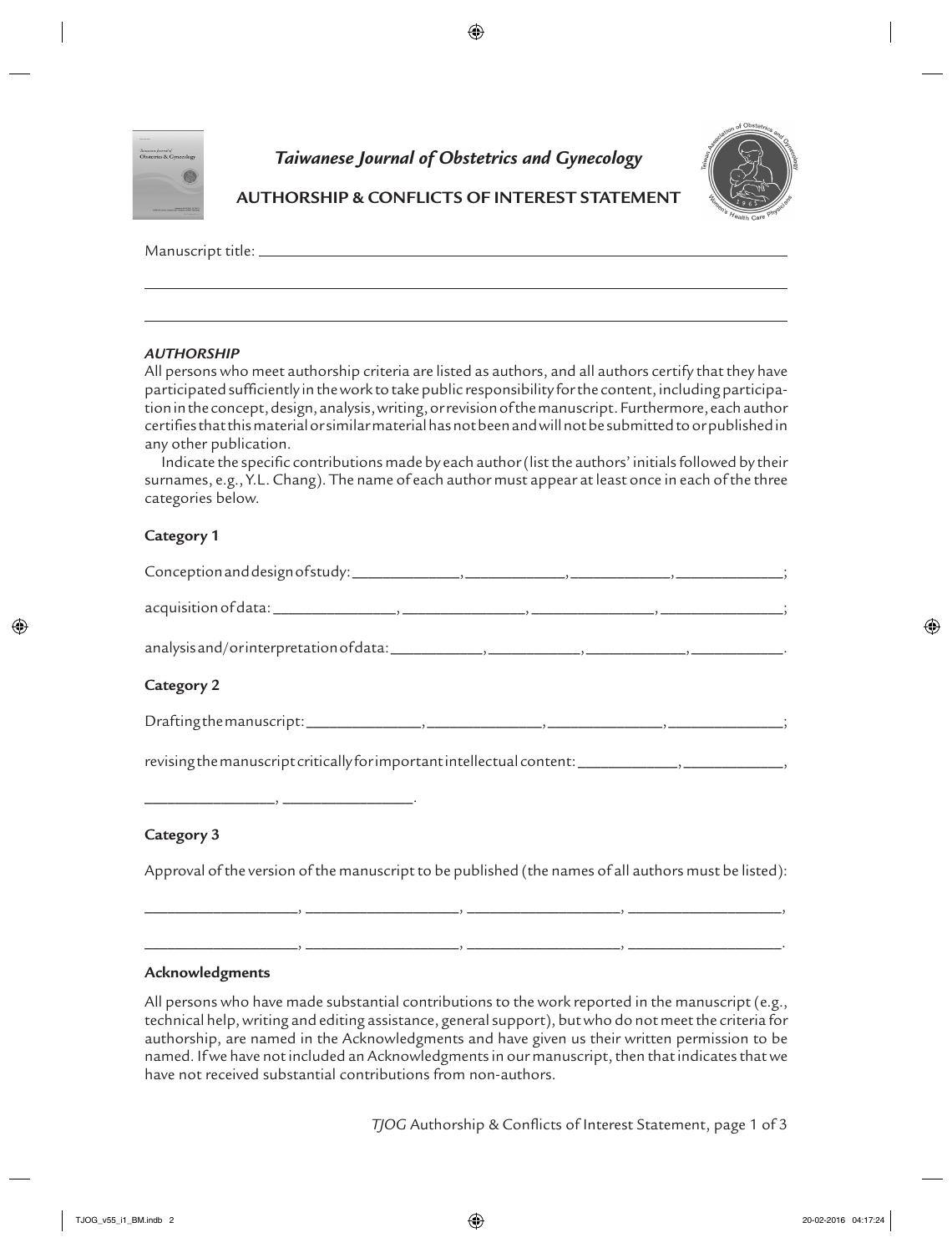# *Taiwanese Journal of Obstetrics and Gynecology*

## AUTHORSHIP & CONFLICTS OF INTEREST STATEMENT

Manuscript title: ______________________________________________________________

______________________________________________________________

______________________________________________________________

### *AUTHORSHIP*

All persons who meet authorship criteria are listed as authors, and all authors certify that they have participated sufficiently in the work to take public responsibility for the content, including participation in the concept, design, analysis, writing, or revision of the manuscript. Furthermore, each author certifies that this material or similar material has not been and will not be submitted to or published in any other publication.

Indicate the specific contributions made by each author (list the authors' initials followed by their surnames, e.g., Y.L. Chang). The name of each author must appear at least once in each of the three categories below.

**Category 1**

Conception and design of study: ____________, ____________, ____________, ____________;

acquisition of data: ____________, ____________, ____________, ____________;

analysis and/or interpretation of data: ____________, ____________, ____________, ____________.

**Category 2**

Drafting the manuscript: ____________, ____________, ____________, ____________;

revising the manuscript critically for important intellectual content: ____________, ____________,

____________, ____________.

**Category 3**

Approval of the version of the manuscript to be published (the names of all authors must be listed):

____________, ____________, ____________, ____________,

____________, ____________, ____________, ____________.

**Acknowledgments**

All persons who have made substantial contributions to the work reported in the manuscript (e.g., technical help, writing and editing assistance, general support), but who do not meet the criteria for authorship, are named in the Acknowledgments and have given us their written permission to be named. If we have not included an Acknowledgments in our manuscript, then that indicates that we have not received substantial contributions from non-authors.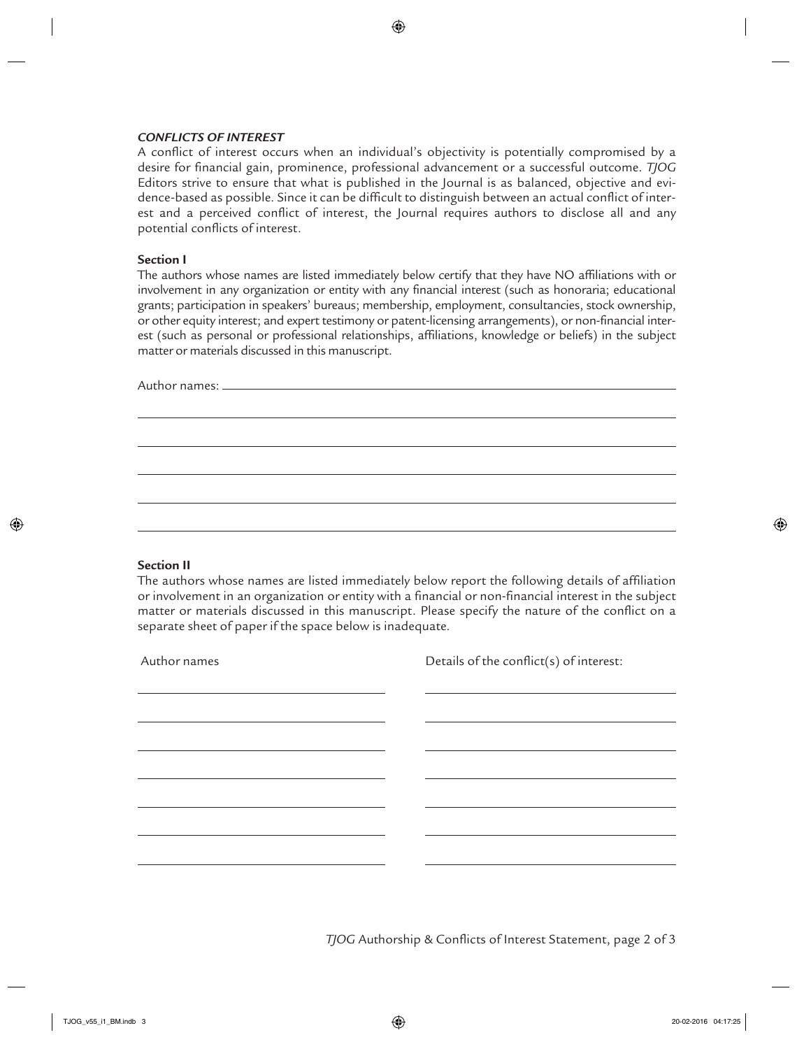### *CONFLICTS OF INTEREST*

A conflict of interest occurs when an individual's objectivity is potentially compromised by a desire for financial gain, prominence, professional advancement or a successful outcome. *TJOG* Editors strive to ensure that what is published in the Journal is as balanced, objective and evidence-based as possible. Since it can be difficult to distinguish between an actual conflict of interest and a perceived conflict of interest, the Journal requires authors to disclose all and any potential conflicts of interest.

**Section I**

The authors whose names are listed immediately below certify that they have NO affiliations with or involvement in any organization or entity with any financial interest (such as honoraria; educational grants; participation in speakers' bureaus; membership, employment, consultancies, stock ownership, or other equity interest; and expert testimony or patent-licensing arrangements), or non-financial interest (such as personal or professional relationships, affiliations, knowledge or beliefs) in the subject matter or materials discussed in this manuscript.

Author names: ____________________________________________

____________________________________________

____________________________________________

____________________________________________

____________________________________________

____________________________________________

**Section II**

The authors whose names are listed immediately below report the following details of affiliation or involvement in an organization or entity with a financial or non-financial interest in the subject matter or materials discussed in this manuscript. Please specify the nature of the conflict on a separate sheet of paper if the space below is inadequate.

| Author names | Details of the conflict(s) of interest: |
| --- | --- |
| | |
| | |
| | |
| | |
| | |
| | |
| | |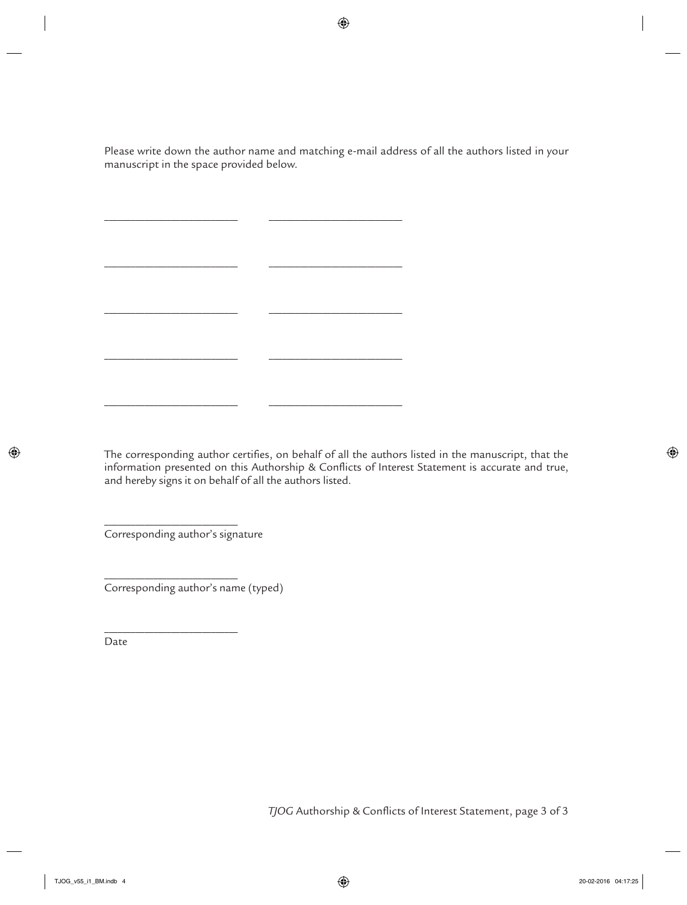Please write down the author name and matching e-mail address of all the authors listed in your manuscript in the space provided below.

\_\_\_\_\_\_\_\_\_\_\_\_\_\_\_\_\_\_\_\_\_\_\_ \_\_\_\_\_\_\_\_\_\_\_\_\_\_\_\_\_\_\_\_\_\_\_

\_\_\_\_\_\_\_\_\_\_\_\_\_\_\_\_\_\_\_\_\_\_\_ \_\_\_\_\_\_\_\_\_\_\_\_\_\_\_\_\_\_\_\_\_\_\_

\_\_\_\_\_\_\_\_\_\_\_\_\_\_\_\_\_\_\_\_\_\_\_ \_\_\_\_\_\_\_\_\_\_\_\_\_\_\_\_\_\_\_\_\_\_\_

\_\_\_\_\_\_\_\_\_\_\_\_\_\_\_\_\_\_\_\_\_\_\_ \_\_\_\_\_\_\_\_\_\_\_\_\_\_\_\_\_\_\_\_\_\_\_

\_\_\_\_\_\_\_\_\_\_\_\_\_\_\_\_\_\_\_\_\_\_\_ \_\_\_\_\_\_\_\_\_\_\_\_\_\_\_\_\_\_\_\_\_\_\_

The corresponding author certifies, on behalf of all the authors listed in the manuscript, that the information presented on this Authorship & Conflicts of Interest Statement is accurate and true, and hereby signs it on behalf of all the authors listed.

\_\_\_\_\_\_\_\_\_\_\_\_\_\_\_\_\_\_\_\_\_\_\_
Corresponding author's signature

\_\_\_\_\_\_\_\_\_\_\_\_\_\_\_\_\_\_\_\_\_\_\_
Corresponding author's name (typed)

\_\_\_\_\_\_\_\_\_\_\_\_\_\_\_\_\_\_\_\_\_\_\_
Date